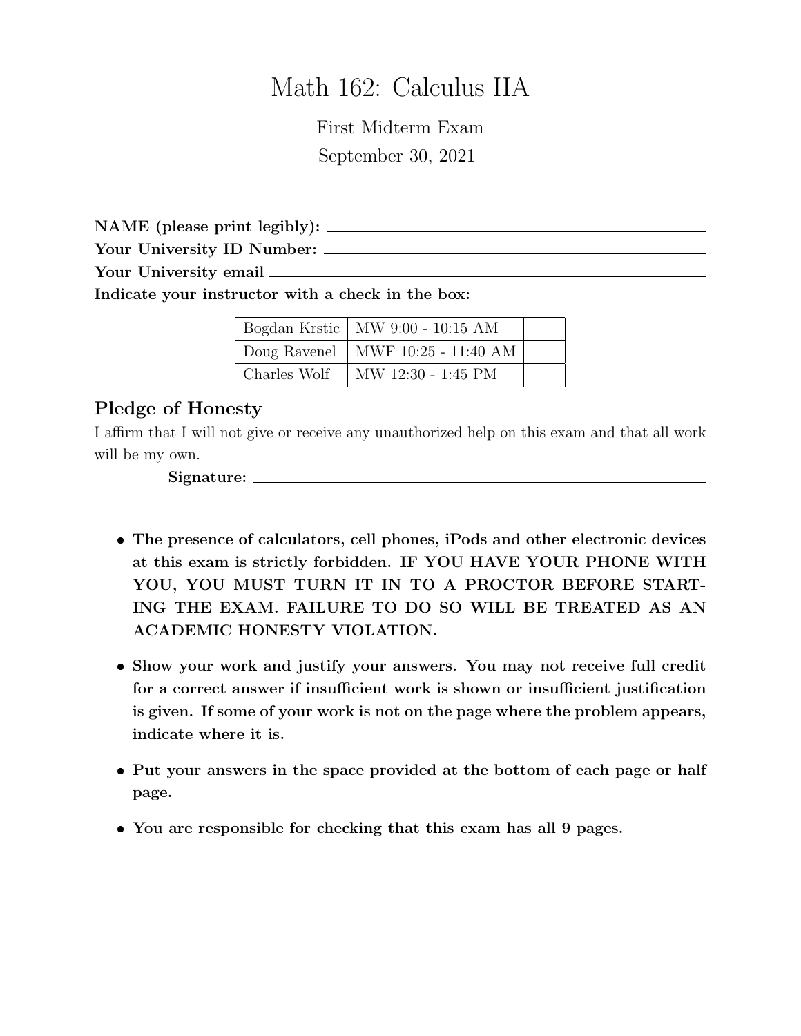# Math 162: Calculus IIA

First Midterm Exam

September 30, 2021

**NAME (please print legibly):** ______________________________

**Your University ID Number:** ______________________________

**Your University email** ______________________________

**Indicate your instructor with a check in the box:**

| | | |
|---|---|---|
| Bogdan Krstic | MW 9:00 - 10:15 AM | |
| Doug Ravenel | MWF 10:25 - 11:40 AM | |
| Charles Wolf | MW 12:30 - 1:45 PM | |

## Pledge of Honesty

I affirm that I will not give or receive any unauthorized help on this exam and that all work will be my own.

**Signature:** ______________________________

- **The presence of calculators, cell phones, iPods and other electronic devices at this exam is strictly forbidden. IF YOU HAVE YOUR PHONE WITH YOU, YOU MUST TURN IT IN TO A PROCTOR BEFORE STARTING THE EXAM. FAILURE TO DO SO WILL BE TREATED AS AN ACADEMIC HONESTY VIOLATION.**
- **Show your work and justify your answers. You may not receive full credit for a correct answer if insufficient work is shown or insufficient justification is given. If some of your work is not on the page where the problem appears, indicate where it is.**
- **Put your answers in the space provided at the bottom of each page or half page.**
- **You are responsible for checking that this exam has all 9 pages.**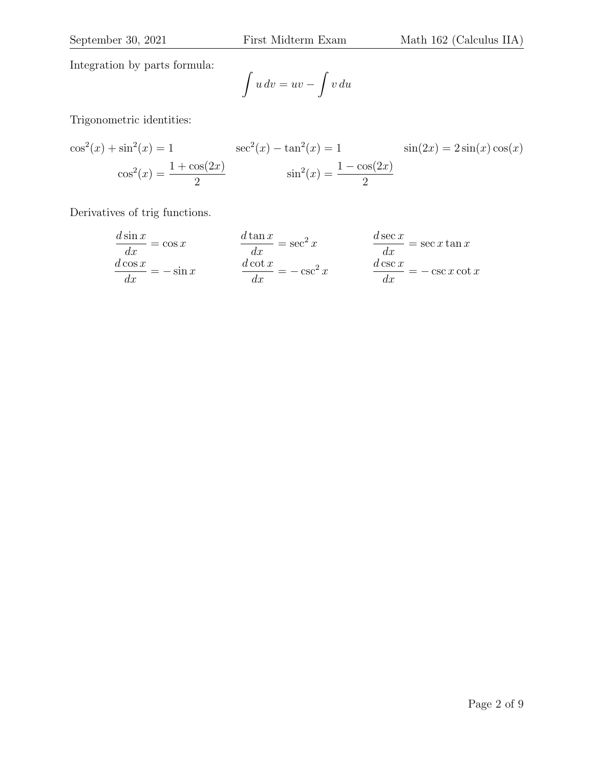Integration by parts formula:

$$\int u\,dv = uv - \int v\,du$$

Trigonometric identities:

$$\cos^2(x) + \sin^2(x) = 1 \qquad \sec^2(x) - \tan^2(x) = 1 \qquad \sin(2x) = 2\sin(x)\cos(x)$$

$$\cos^2(x) = \frac{1+\cos(2x)}{2} \qquad \sin^2(x) = \frac{1-\cos(2x)}{2}$$

Derivatives of trig functions.

$$\frac{d\sin x}{dx} = \cos x \qquad \frac{d\tan x}{dx} = \sec^2 x \qquad \frac{d\sec x}{dx} = \sec x \tan x$$

$$\frac{d\cos x}{dx} = -\sin x \qquad \frac{d\cot x}{dx} = -\csc^2 x \qquad \frac{d\csc x}{dx} = -\csc x \cot x$$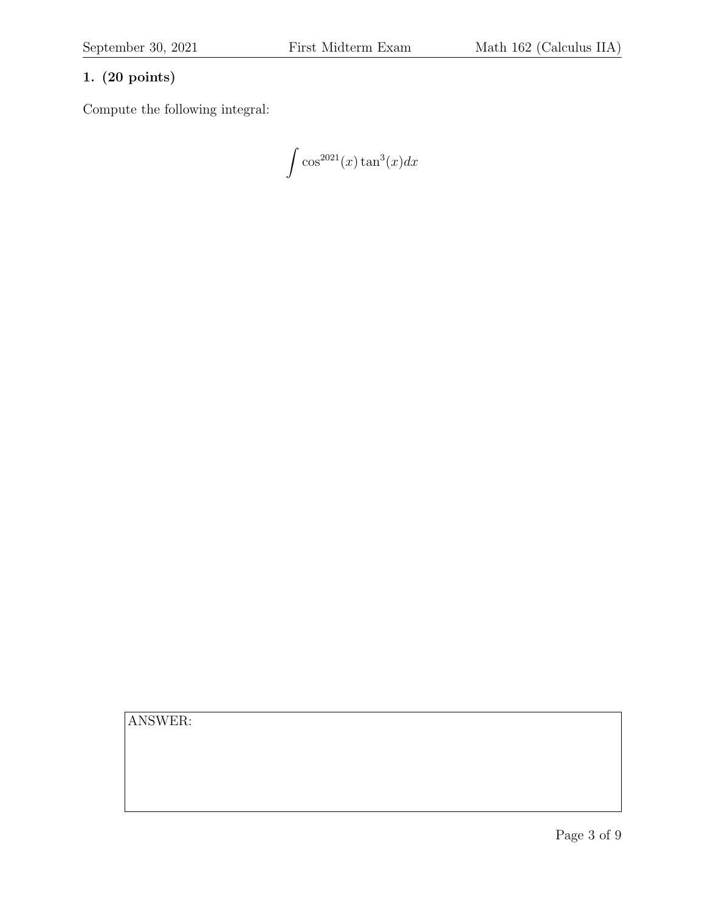**1. (20 points)**

Compute the following integral:

$$\int \cos^{2021}(x) \tan^3(x) dx$$

ANSWER: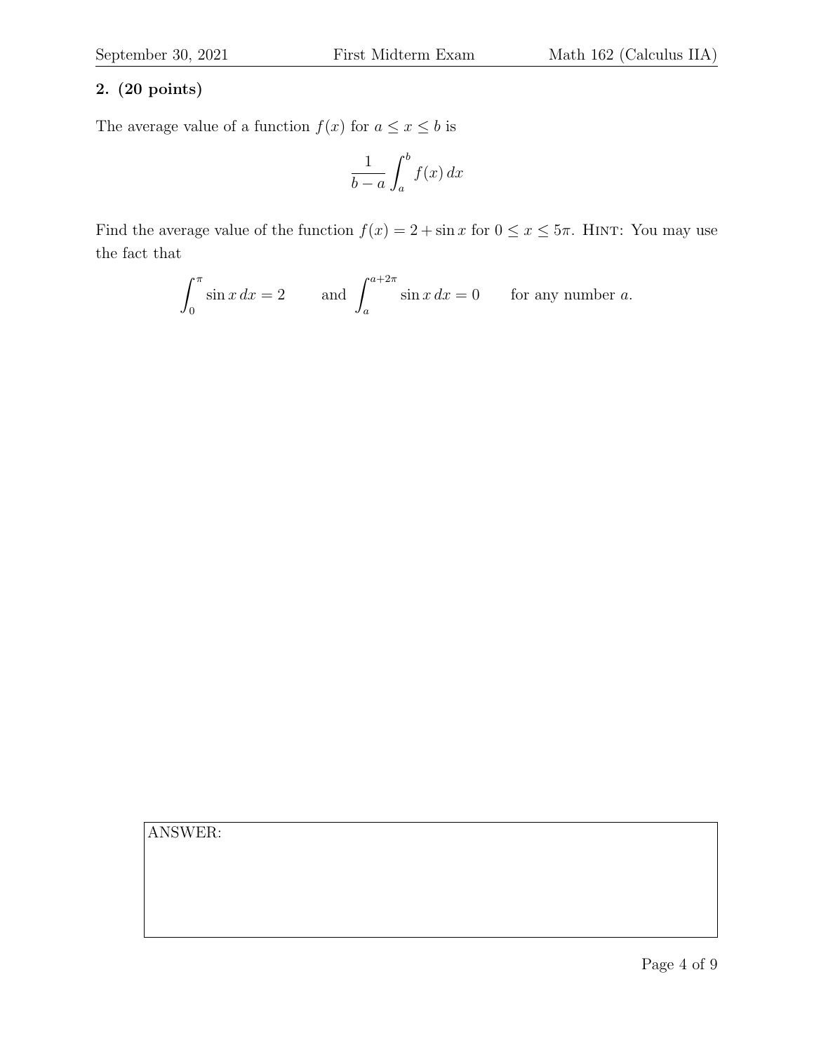**2. (20 points)**

The average value of a function $f(x)$ for $a \le x \le b$ is

$$\frac{1}{b-a}\int_a^b f(x)\,dx$$

Find the average value of the function $f(x) = 2 + \sin x$ for $0 \le x \le 5\pi$. HINT: You may use the fact that

$$\int_0^{\pi} \sin x\,dx = 2 \qquad \text{and} \quad \int_a^{a+2\pi} \sin x\,dx = 0 \qquad \text{for any number } a.$$

ANSWER: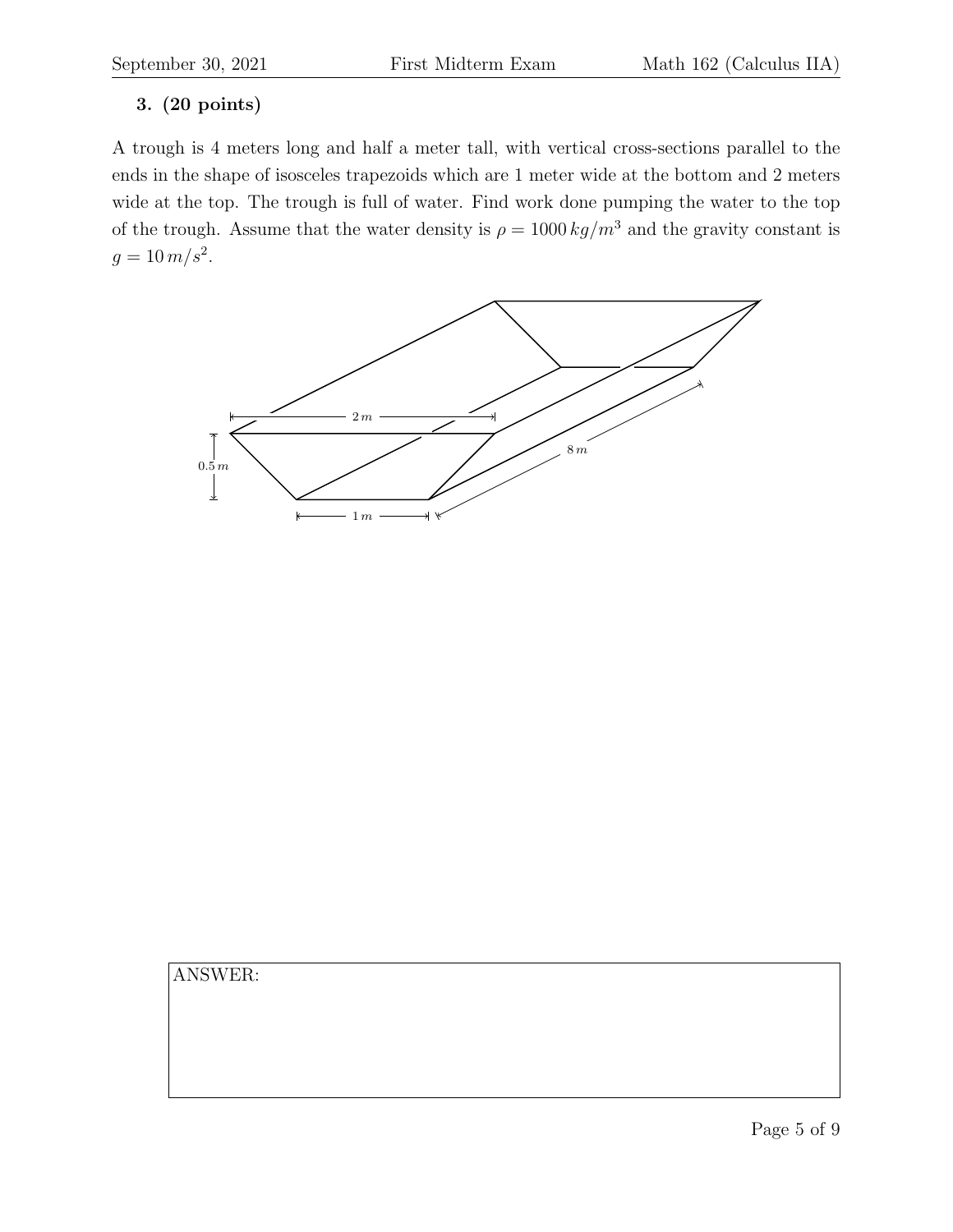**3. (20 points)**

A trough is 4 meters long and half a meter tall, with vertical cross-sections parallel to the ends in the shape of isosceles trapezoids which are 1 meter wide at the bottom and 2 meters wide at the top. The trough is full of water. Find work done pumping the water to the top of the trough. Assume that the water density is $\rho = 1000\, kg/m^3$ and the gravity constant is $g = 10\, m/s^2$.

ANSWER: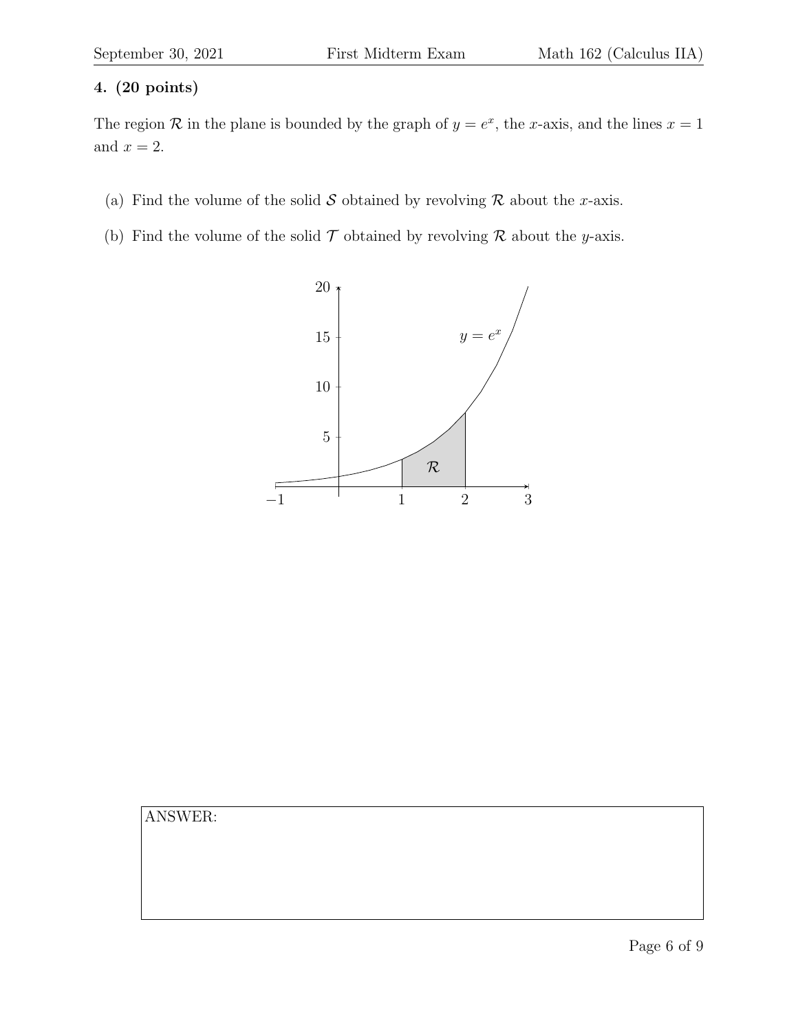**4. (20 points)**

The region $\mathcal{R}$ in the plane is bounded by the graph of $y = e^x$, the $x$-axis, and the lines $x = 1$ and $x = 2$.

(a) Find the volume of the solid $\mathcal{S}$ obtained by revolving $\mathcal{R}$ about the $x$-axis.

(b) Find the volume of the solid $\mathcal{T}$ obtained by revolving $\mathcal{R}$ about the $y$-axis.

ANSWER: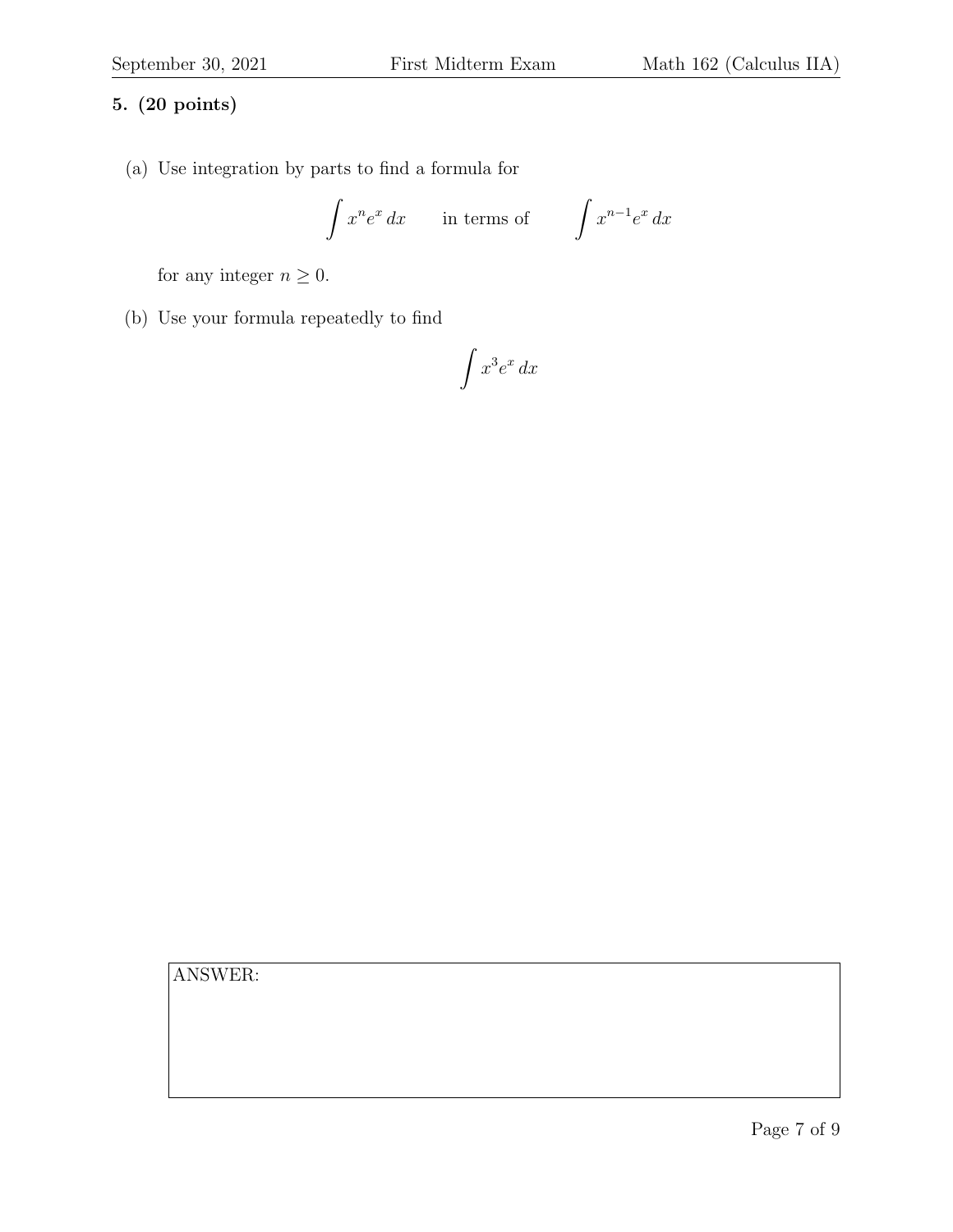**5. (20 points)**

(a) Use integration by parts to find a formula for

$$\int x^n e^x \, dx \qquad \text{in terms of} \qquad \int x^{n-1} e^x \, dx$$

for any integer $n \geq 0$.

(b) Use your formula repeatedly to find

$$\int x^3 e^x \, dx$$

ANSWER: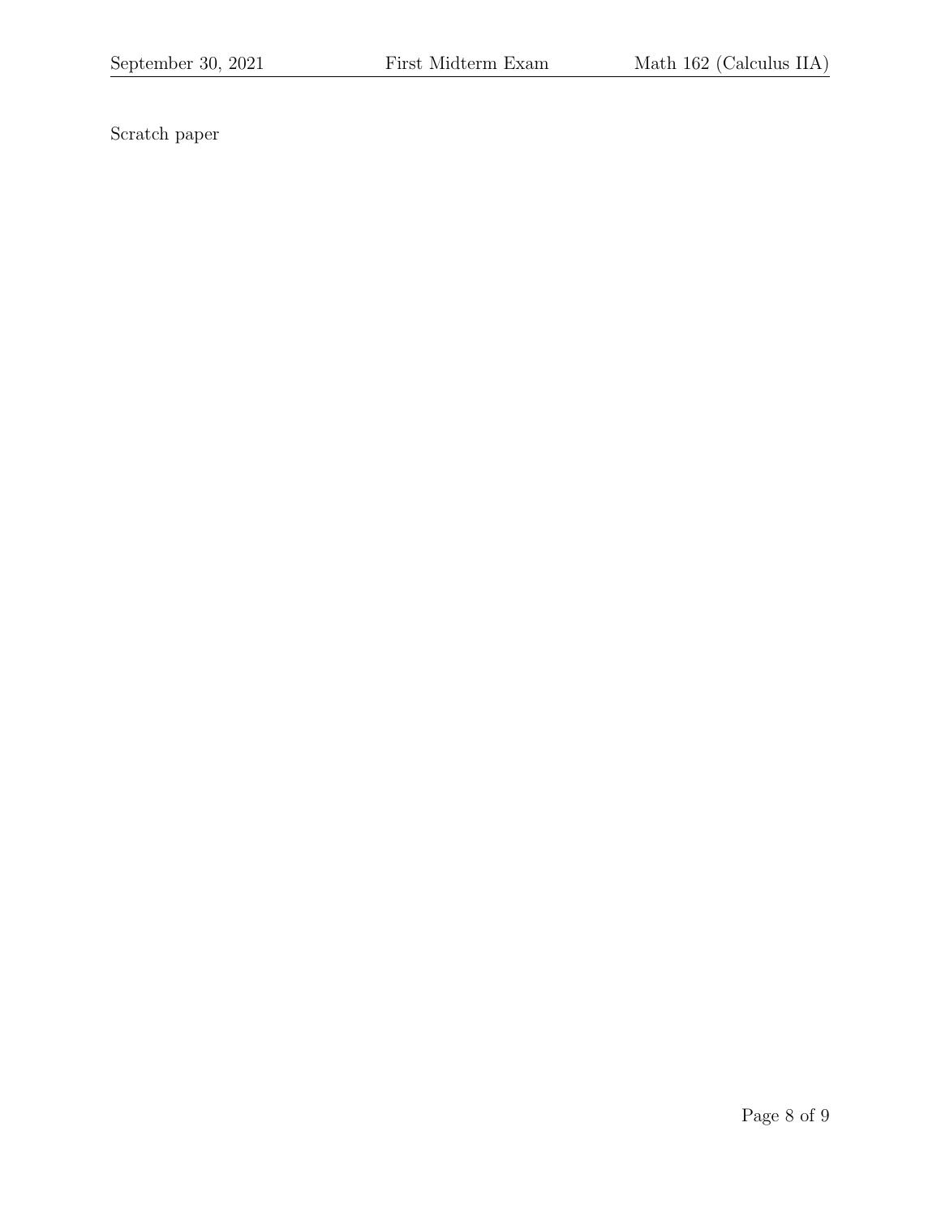Scratch paper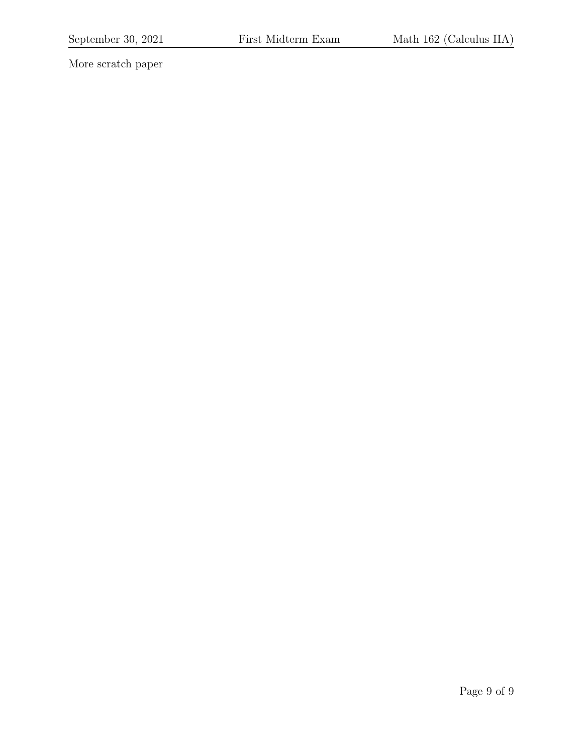More scratch paper